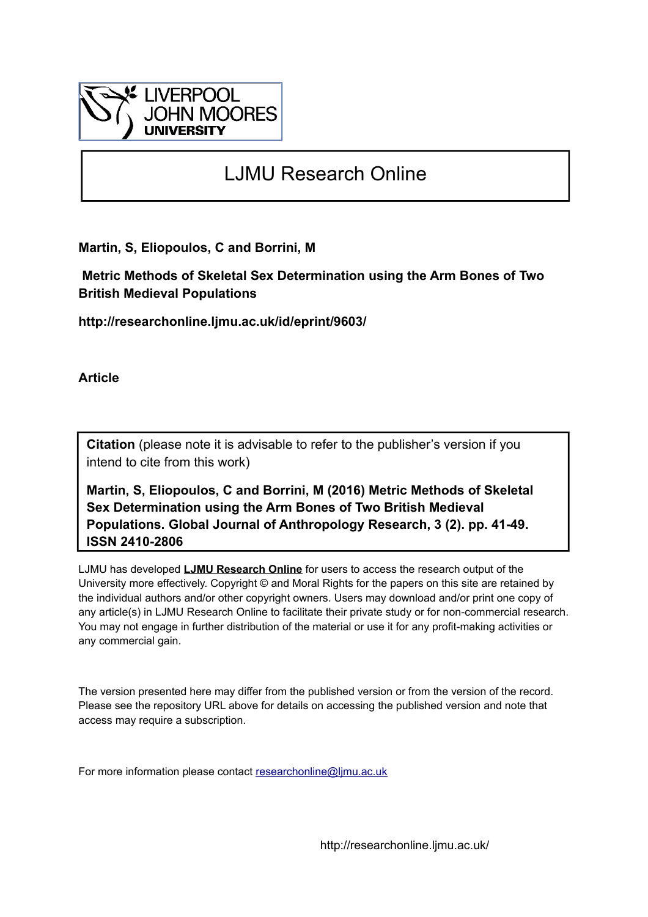# LJMU Research Online

**Martin, S, Eliopoulos, C and Borrini, M**

**Metric Methods of Skeletal Sex Determination using the Arm Bones of Two British Medieval Populations**

**http://researchonline.ljmu.ac.uk/id/eprint/9603/**

**Article**

**Citation** (please note it is advisable to refer to the publisher's version if you intend to cite from this work)

**Martin, S, Eliopoulos, C and Borrini, M (2016) Metric Methods of Skeletal Sex Determination using the Arm Bones of Two British Medieval Populations. Global Journal of Anthropology Research, 3 (2). pp. 41-49. ISSN 2410-2806**

LJMU has developed **LJMU Research Online** for users to access the research output of the University more effectively. Copyright © and Moral Rights for the papers on this site are retained by the individual authors and/or other copyright owners. Users may download and/or print one copy of any article(s) in LJMU Research Online to facilitate their private study or for non-commercial research. You may not engage in further distribution of the material or use it for any profit-making activities or any commercial gain.

The version presented here may differ from the published version or from the version of the record. Please see the repository URL above for details on accessing the published version and note that access may require a subscription.

For more information please contact researchonline@ljmu.ac.uk

http://researchonline.ljmu.ac.uk/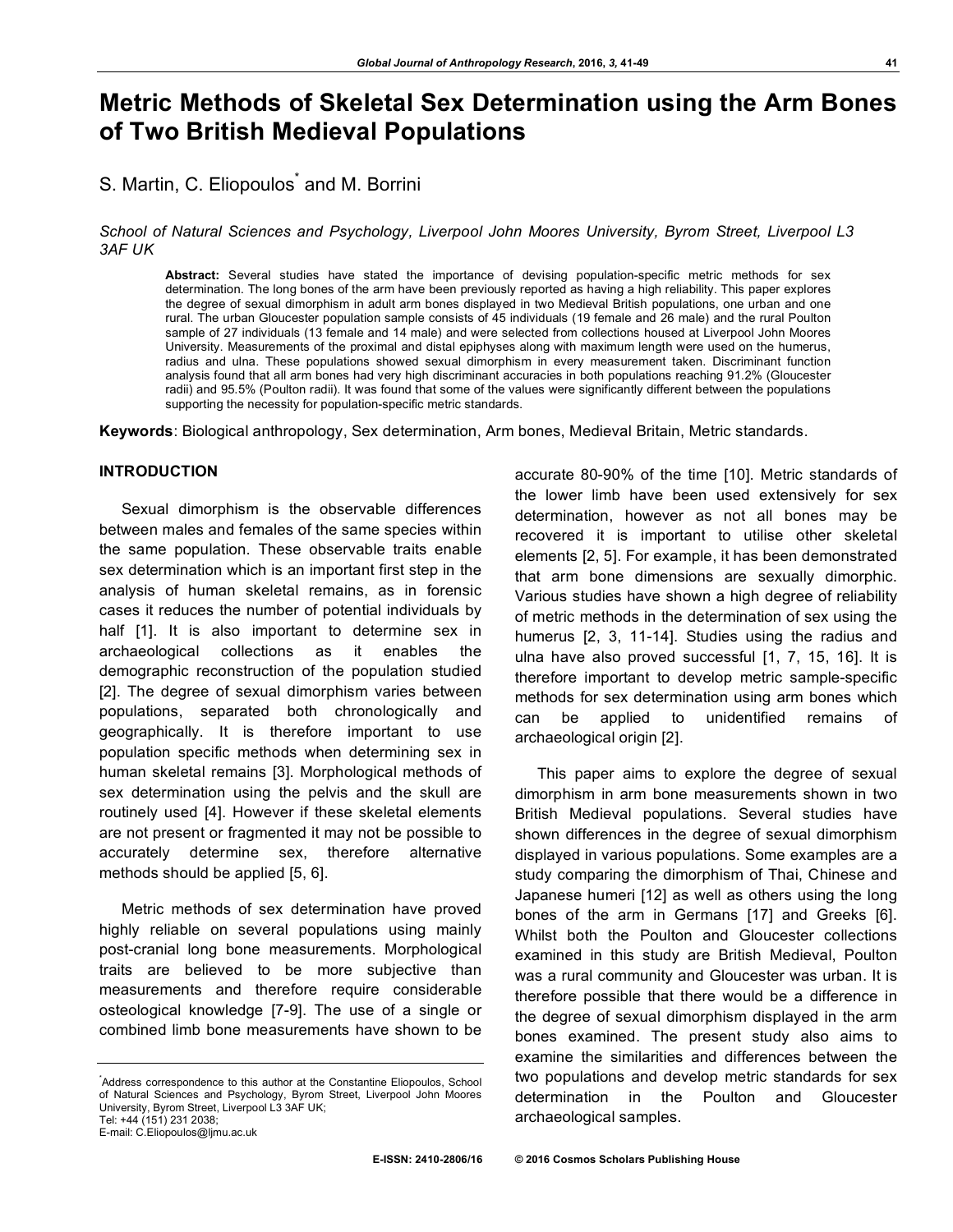# Metric Methods of Skeletal Sex Determination using the Arm Bones of Two British Medieval Populations

S. Martin, C. Eliopoulos* and M. Borrini

*School of Natural Sciences and Psychology, Liverpool John Moores University, Byrom Street, Liverpool L3 3AF UK*

**Abstract:** Several studies have stated the importance of devising population-specific metric methods for sex determination. The long bones of the arm have been previously reported as having a high reliability. This paper explores the degree of sexual dimorphism in adult arm bones displayed in two Medieval British populations, one urban and one rural. The urban Gloucester population sample consists of 45 individuals (19 female and 26 male) and the rural Poulton sample of 27 individuals (13 female and 14 male) and were selected from collections housed at Liverpool John Moores University. Measurements of the proximal and distal epiphyses along with maximum length were used on the humerus, radius and ulna. These populations showed sexual dimorphism in every measurement taken. Discriminant function analysis found that all arm bones had very high discriminant accuracies in both populations reaching 91.2% (Gloucester radii) and 95.5% (Poulton radii). It was found that some of the values were significantly different between the populations supporting the necessity for population-specific metric standards.

**Keywords**: Biological anthropology, Sex determination, Arm bones, Medieval Britain, Metric standards.

## INTRODUCTION

Sexual dimorphism is the observable differences between males and females of the same species within the same population. These observable traits enable sex determination which is an important first step in the analysis of human skeletal remains, as in forensic cases it reduces the number of potential individuals by half [1]. It is also important to determine sex in archaeological collections as it enables the demographic reconstruction of the population studied [2]. The degree of sexual dimorphism varies between populations, separated both chronologically and geographically. It is therefore important to use population specific methods when determining sex in human skeletal remains [3]. Morphological methods of sex determination using the pelvis and the skull are routinely used [4]. However if these skeletal elements are not present or fragmented it may not be possible to accurately determine sex, therefore alternative methods should be applied [5, 6].

Metric methods of sex determination have proved highly reliable on several populations using mainly post-cranial long bone measurements. Morphological traits are believed to be more subjective than measurements and therefore require considerable osteological knowledge [7-9]. The use of a single or combined limb bone measurements have shown to be accurate 80-90% of the time [10]. Metric standards of the lower limb have been used extensively for sex determination, however as not all bones may be recovered it is important to utilise other skeletal elements [2, 5]. For example, it has been demonstrated that arm bone dimensions are sexually dimorphic. Various studies have shown a high degree of reliability of metric methods in the determination of sex using the humerus [2, 3, 11-14]. Studies using the radius and ulna have also proved successful [1, 7, 15, 16]. It is therefore important to develop metric sample-specific methods for sex determination using arm bones which can be applied to unidentified remains of archaeological origin [2].

This paper aims to explore the degree of sexual dimorphism in arm bone measurements shown in two British Medieval populations. Several studies have shown differences in the degree of sexual dimorphism displayed in various populations. Some examples are a study comparing the dimorphism of Thai, Chinese and Japanese humeri [12] as well as others using the long bones of the arm in Germans [17] and Greeks [6]. Whilst both the Poulton and Gloucester collections examined in this study are British Medieval, Poulton was a rural community and Gloucester was urban. It is therefore possible that there would be a difference in the degree of sexual dimorphism displayed in the arm bones examined. The present study also aims to examine the similarities and differences between the two populations and develop metric standards for sex determination in the Poulton and Gloucester archaeological samples.

*Address correspondence to this author at the Constantine Eliopoulos, School of Natural Sciences and Psychology, Byrom Street, Liverpool John Moores University, Byrom Street, Liverpool L3 3AF UK;
Tel: +44 (151) 231 2038;
E-mail: C.Eliopoulos@ljmu.ac.uk

E-ISSN: 2410-2806/16 © 2016 Cosmos Scholars Publishing House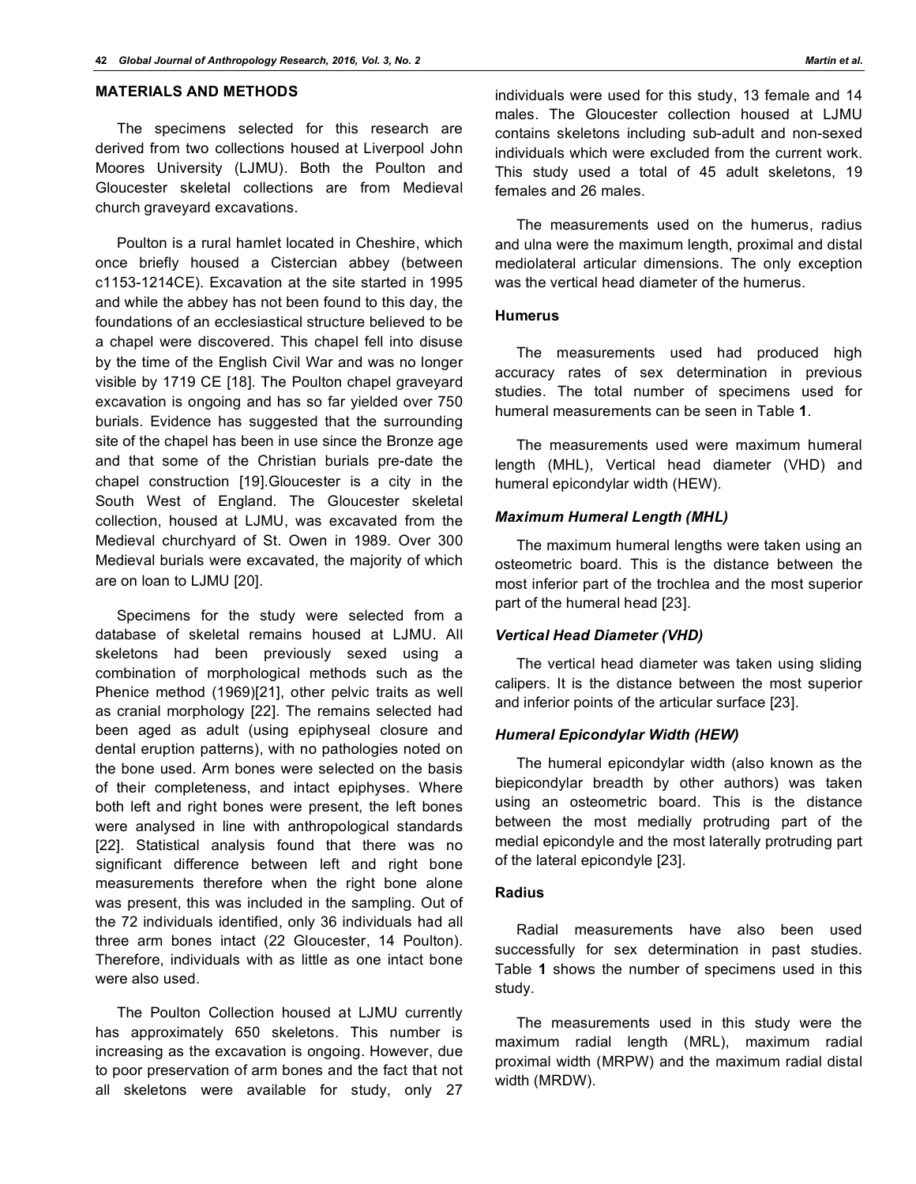## MATERIALS AND METHODS

The specimens selected for this research are derived from two collections housed at Liverpool John Moores University (LJMU). Both the Poulton and Gloucester skeletal collections are from Medieval church graveyard excavations.

Poulton is a rural hamlet located in Cheshire, which once briefly housed a Cistercian abbey (between c1153-1214CE). Excavation at the site started in 1995 and while the abbey has not been found to this day, the foundations of an ecclesiastical structure believed to be a chapel were discovered. This chapel fell into disuse by the time of the English Civil War and was no longer visible by 1719 CE [18]. The Poulton chapel graveyard excavation is ongoing and has so far yielded over 750 burials. Evidence has suggested that the surrounding site of the chapel has been in use since the Bronze age and that some of the Christian burials pre-date the chapel construction [19].Gloucester is a city in the South West of England. The Gloucester skeletal collection, housed at LJMU, was excavated from the Medieval churchyard of St. Owen in 1989. Over 300 Medieval burials were excavated, the majority of which are on loan to LJMU [20].

Specimens for the study were selected from a database of skeletal remains housed at LJMU. All skeletons had been previously sexed using a combination of morphological methods such as the Phenice method (1969)[21], other pelvic traits as well as cranial morphology [22]. The remains selected had been aged as adult (using epiphyseal closure and dental eruption patterns), with no pathologies noted on the bone used. Arm bones were selected on the basis of their completeness, and intact epiphyses. Where both left and right bones were present, the left bones were analysed in line with anthropological standards [22]. Statistical analysis found that there was no significant difference between left and right bone measurements therefore when the right bone alone was present, this was included in the sampling. Out of the 72 individuals identified, only 36 individuals had all three arm bones intact (22 Gloucester, 14 Poulton). Therefore, individuals with as little as one intact bone were also used.

The Poulton Collection housed at LJMU currently has approximately 650 skeletons. This number is increasing as the excavation is ongoing. However, due to poor preservation of arm bones and the fact that not all skeletons were available for study, only 27 individuals were used for this study, 13 female and 14 males. The Gloucester collection housed at LJMU contains skeletons including sub-adult and non-sexed individuals which were excluded from the current work. This study used a total of 45 adult skeletons, 19 females and 26 males.

The measurements used on the humerus, radius and ulna were the maximum length, proximal and distal mediolateral articular dimensions. The only exception was the vertical head diameter of the humerus.

### Humerus

The measurements used had produced high accuracy rates of sex determination in previous studies. The total number of specimens used for humeral measurements can be seen in Table **1**.

The measurements used were maximum humeral length (MHL), Vertical head diameter (VHD) and humeral epicondylar width (HEW).

#### *Maximum Humeral Length (MHL)*

The maximum humeral lengths were taken using an osteometric board. This is the distance between the most inferior part of the trochlea and the most superior part of the humeral head [23].

#### *Vertical Head Diameter (VHD)*

The vertical head diameter was taken using sliding calipers. It is the distance between the most superior and inferior points of the articular surface [23].

#### *Humeral Epicondylar Width (HEW)*

The humeral epicondylar width (also known as the biepicondylar breadth by other authors) was taken using an osteometric board. This is the distance between the most medially protruding part of the medial epicondyle and the most laterally protruding part of the lateral epicondyle [23].

### Radius

Radial measurements have also been used successfully for sex determination in past studies. Table **1** shows the number of specimens used in this study.

The measurements used in this study were the maximum radial length (MRL), maximum radial proximal width (MRPW) and the maximum radial distal width (MRDW).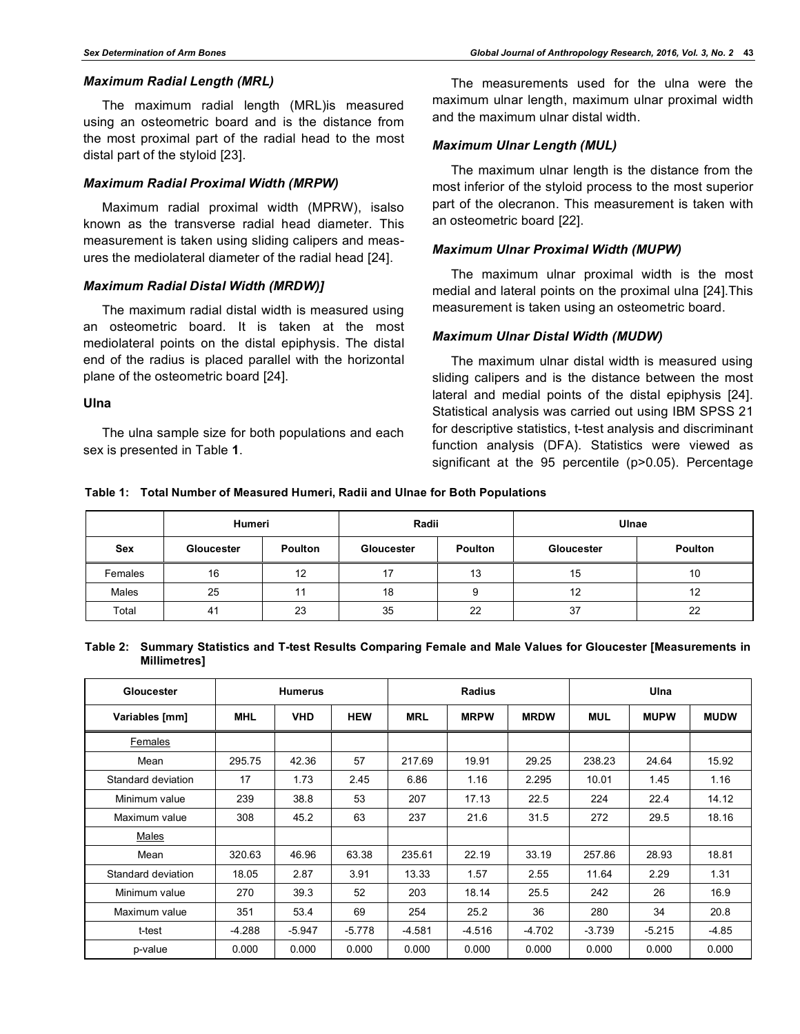### Maximum Radial Length (MRL)

The maximum radial length (MRL)is measured using an osteometric board and is the distance from the most proximal part of the radial head to the most distal part of the styloid [23].

### Maximum Radial Proximal Width (MRPW)

Maximum radial proximal width (MPRW), isalso known as the transverse radial head diameter. This measurement is taken using sliding calipers and measures the mediolateral diameter of the radial head [24].

### Maximum Radial Distal Width (MRDW)]

The maximum radial distal width is measured using an osteometric board. It is taken at the most mediolateral points on the distal epiphysis. The distal end of the radius is placed parallel with the horizontal plane of the osteometric board [24].

### Ulna

The ulna sample size for both populations and each sex is presented in Table **1**.

The measurements used for the ulna were the maximum ulnar length, maximum ulnar proximal width and the maximum ulnar distal width.

### Maximum Ulnar Length (MUL)

The maximum ulnar length is the distance from the most inferior of the styloid process to the most superior part of the olecranon. This measurement is taken with an osteometric board [22].

### Maximum Ulnar Proximal Width (MUPW)

The maximum ulnar proximal width is the most medial and lateral points on the proximal ulna [24].This measurement is taken using an osteometric board.

### Maximum Ulnar Distal Width (MUDW)

The maximum ulnar distal width is measured using sliding calipers and is the distance between the most lateral and medial points of the distal epiphysis [24]. Statistical analysis was carried out using IBM SPSS 21 for descriptive statistics, t-test analysis and discriminant function analysis (DFA). Statistics were viewed as significant at the 95 percentile ($p>0.05$). Percentage

**Table 1: Total Number of Measured Humeri, Radii and Ulnae for Both Populations**

| | Humeri | | Radii | | Ulnae | |
|---|---|---|---|---|---|---|
| **Sex** | **Gloucester** | **Poulton** | **Gloucester** | **Poulton** | **Gloucester** | **Poulton** |
| Females | 16 | 12 | 17 | 13 | 15 | 10 |
| Males | 25 | 11 | 18 | 9 | 12 | 12 |
| Total | 41 | 23 | 35 | 22 | 37 | 22 |

**Table 2: Summary Statistics and T-test Results Comparing Female and Male Values for Gloucester [Measurements in Millimetres]**

| Gloucester | Humerus | | | Radius | | | Ulna | | |
|---|---|---|---|---|---|---|---|---|---|
| **Variables [mm]** | **MHL** | **VHD** | **HEW** | **MRL** | **MRPW** | **MRDW** | **MUL** | **MUPW** | **MUDW** |
| Females | | | | | | | | | |
| Mean | 295.75 | 42.36 | 57 | 217.69 | 19.91 | 29.25 | 238.23 | 24.64 | 15.92 |
| Standard deviation | 17 | 1.73 | 2.45 | 6.86 | 1.16 | 2.295 | 10.01 | 1.45 | 1.16 |
| Minimum value | 239 | 38.8 | 53 | 207 | 17.13 | 22.5 | 224 | 22.4 | 14.12 |
| Maximum value | 308 | 45.2 | 63 | 237 | 21.6 | 31.5 | 272 | 29.5 | 18.16 |
| Males | | | | | | | | | |
| Mean | 320.63 | 46.96 | 63.38 | 235.61 | 22.19 | 33.19 | 257.86 | 28.93 | 18.81 |
| Standard deviation | 18.05 | 2.87 | 3.91 | 13.33 | 1.57 | 2.55 | 11.64 | 2.29 | 1.31 |
| Minimum value | 270 | 39.3 | 52 | 203 | 18.14 | 25.5 | 242 | 26 | 16.9 |
| Maximum value | 351 | 53.4 | 69 | 254 | 25.2 | 36 | 280 | 34 | 20.8 |
| t-test | -4.288 | -5.947 | -5.778 | -4.581 | -4.516 | -4.702 | -3.739 | -5.215 | -4.85 |
| p-value | 0.000 | 0.000 | 0.000 | 0.000 | 0.000 | 0.000 | 0.000 | 0.000 | 0.000 |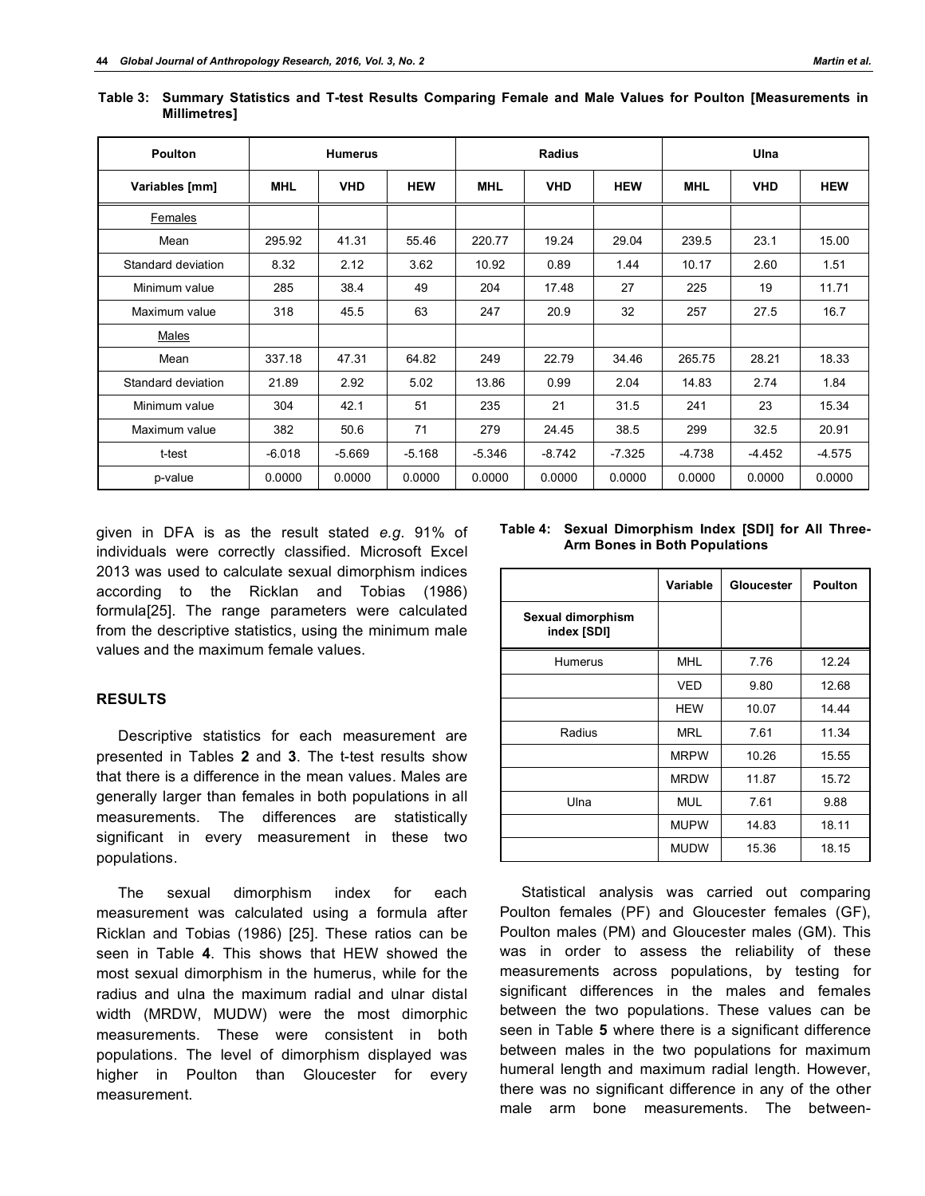**Table 3: Summary Statistics and T-test Results Comparing Female and Male Values for Poulton [Measurements in Millimetres]**

| Poulton | Humerus | | | Radius | | | Ulna | | |
|---|---|---|---|---|---|---|---|---|---|
| Variables [mm] | MHL | VHD | HEW | MHL | VHD | HEW | MHL | VHD | HEW |
| Females | | | | | | | | | |
| Mean | 295.92 | 41.31 | 55.46 | 220.77 | 19.24 | 29.04 | 239.5 | 23.1 | 15.00 |
| Standard deviation | 8.32 | 2.12 | 3.62 | 10.92 | 0.89 | 1.44 | 10.17 | 2.60 | 1.51 |
| Minimum value | 285 | 38.4 | 49 | 204 | 17.48 | 27 | 225 | 19 | 11.71 |
| Maximum value | 318 | 45.5 | 63 | 247 | 20.9 | 32 | 257 | 27.5 | 16.7 |
| Males | | | | | | | | | |
| Mean | 337.18 | 47.31 | 64.82 | 249 | 22.79 | 34.46 | 265.75 | 28.21 | 18.33 |
| Standard deviation | 21.89 | 2.92 | 5.02 | 13.86 | 0.99 | 2.04 | 14.83 | 2.74 | 1.84 |
| Minimum value | 304 | 42.1 | 51 | 235 | 21 | 31.5 | 241 | 23 | 15.34 |
| Maximum value | 382 | 50.6 | 71 | 279 | 24.45 | 38.5 | 299 | 32.5 | 20.91 |
| t-test | -6.018 | -5.669 | -5.168 | -5.346 | -8.742 | -7.325 | -4.738 | -4.452 | -4.575 |
| p-value | 0.0000 | 0.0000 | 0.0000 | 0.0000 | 0.0000 | 0.0000 | 0.0000 | 0.0000 | 0.0000 |

given in DFA is as the result stated *e.g.* 91% of individuals were correctly classified. Microsoft Excel 2013 was used to calculate sexual dimorphism indices according to the Ricklan and Tobias (1986) formula[25]. The range parameters were calculated from the descriptive statistics, using the minimum male values and the maximum female values.

## RESULTS

Descriptive statistics for each measurement are presented in Tables **2** and **3**. The t-test results show that there is a difference in the mean values. Males are generally larger than females in both populations in all measurements. The differences are statistically significant in every measurement in these two populations.

The sexual dimorphism index for each measurement was calculated using a formula after Ricklan and Tobias (1986) [25]. These ratios can be seen in Table **4**. This shows that HEW showed the most sexual dimorphism in the humerus, while for the radius and ulna the maximum radial and ulnar distal width (MRDW, MUDW) were the most dimorphic measurements. These were consistent in both populations. The level of dimorphism displayed was higher in Poulton than Gloucester for every measurement.

**Table 4: Sexual Dimorphism Index [SDI] for All Three-Arm Bones in Both Populations**

| | Variable | Gloucester | Poulton |
|---|---|---|---|
| Sexual dimorphism index [SDI] | | | |
| Humerus | MHL | 7.76 | 12.24 |
| | VED | 9.80 | 12.68 |
| | HEW | 10.07 | 14.44 |
| Radius | MRL | 7.61 | 11.34 |
| | MRPW | 10.26 | 15.55 |
| | MRDW | 11.87 | 15.72 |
| Ulna | MUL | 7.61 | 9.88 |
| | MUPW | 14.83 | 18.11 |
| | MUDW | 15.36 | 18.15 |

Statistical analysis was carried out comparing Poulton females (PF) and Gloucester females (GF), Poulton males (PM) and Gloucester males (GM). This was in order to assess the reliability of these measurements across populations, by testing for significant differences in the males and females between the two populations. These values can be seen in Table **5** where there is a significant difference between males in the two populations for maximum humeral length and maximum radial length. However, there was no significant difference in any of the other male arm bone measurements. The between-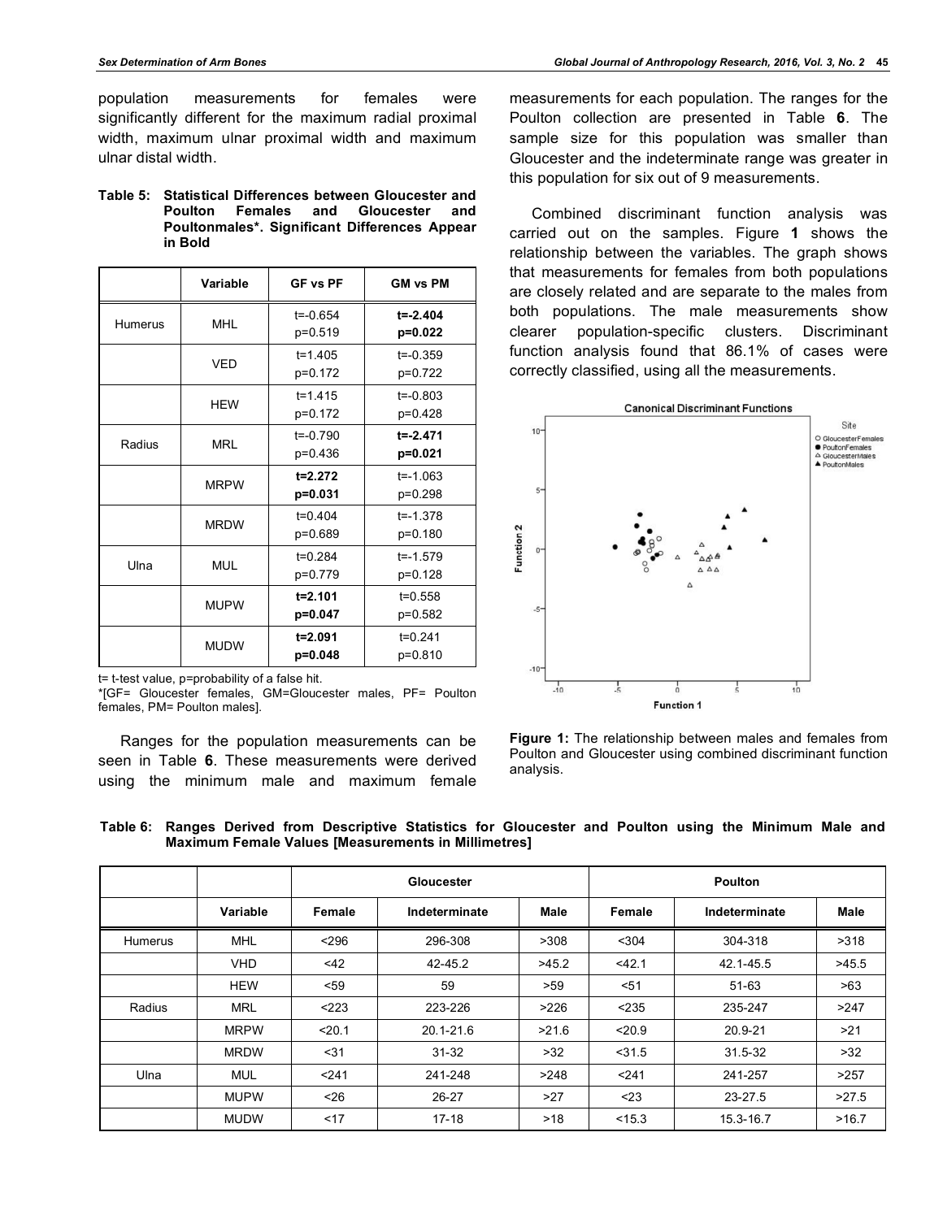population measurements for females were significantly different for the maximum radial proximal width, maximum ulnar proximal width and maximum ulnar distal width.

**Table 5: Statistical Differences between Gloucester and Poulton Females and Gloucester and Poultonmales*. Significant Differences Appear in Bold**

| | Variable | GF vs PF | GM vs PM |
|---|---|---|---|
| Humerus | MHL | t=-0.654 p=0.519 | **t=-2.404 p=0.022** |
| | VED | t=1.405 p=0.172 | t=-0.359 p=0.722 |
| | HEW | t=1.415 p=0.172 | t=-0.803 p=0.428 |
| Radius | MRL | t=-0.790 p=0.436 | **t=-2.471 p=0.021** |
| | MRPW | **t=2.272 p=0.031** | t=-1.063 p=0.298 |
| | MRDW | t=0.404 p=0.689 | t=-1.378 p=0.180 |
| Ulna | MUL | t=0.284 p=0.779 | t=-1.579 p=0.128 |
| | MUPW | **t=2.101 p=0.047** | t=0.558 p=0.582 |
| | MUDW | **t=2.091 p=0.048** | t=0.241 p=0.810 |

t= t-test value, p=probability of a false hit.
*[GF= Gloucester females, GM=Gloucester males, PF= Poulton females, PM= Poulton males].

Ranges for the population measurements can be seen in Table **6**. These measurements were derived using the minimum male and maximum female measurements for each population. The ranges for the Poulton collection are presented in Table **6**. The sample size for this population was smaller than Gloucester and the indeterminate range was greater in this population for six out of 9 measurements.

Combined discriminant function analysis was carried out on the samples. Figure **1** shows the relationship between the variables. The graph shows that measurements for females from both populations are closely related and are separate to the males from both populations. The male measurements show clearer population-specific clusters. Discriminant function analysis found that 86.1% of cases were correctly classified, using all the measurements.

**Figure 1:** The relationship between males and females from Poulton and Gloucester using combined discriminant function analysis.

**Table 6: Ranges Derived from Descriptive Statistics for Gloucester and Poulton using the Minimum Male and Maximum Female Values [Measurements in Millimetres]**

| | | Gloucester | | | Poulton | | |
|---|---|---|---|---|---|---|---|
| | Variable | Female | Indeterminate | Male | Female | Indeterminate | Male |
| Humerus | MHL | <296 | 296-308 | >308 | <304 | 304-318 | >318 |
| | VHD | <42 | 42-45.2 | >45.2 | <42.1 | 42.1-45.5 | >45.5 |
| | HEW | <59 | 59 | >59 | <51 | 51-63 | >63 |
| Radius | MRL | <223 | 223-226 | >226 | <235 | 235-247 | >247 |
| | MRPW | <20.1 | 20.1-21.6 | >21.6 | <20.9 | 20.9-21 | >21 |
| | MRDW | <31 | 31-32 | >32 | <31.5 | 31.5-32 | >32 |
| Ulna | MUL | <241 | 241-248 | >248 | <241 | 241-257 | >257 |
| | MUPW | <26 | 26-27 | >27 | <23 | 23-27.5 | >27.5 |
| | MUDW | <17 | 17-18 | >18 | <15.3 | 15.3-16.7 | >16.7 |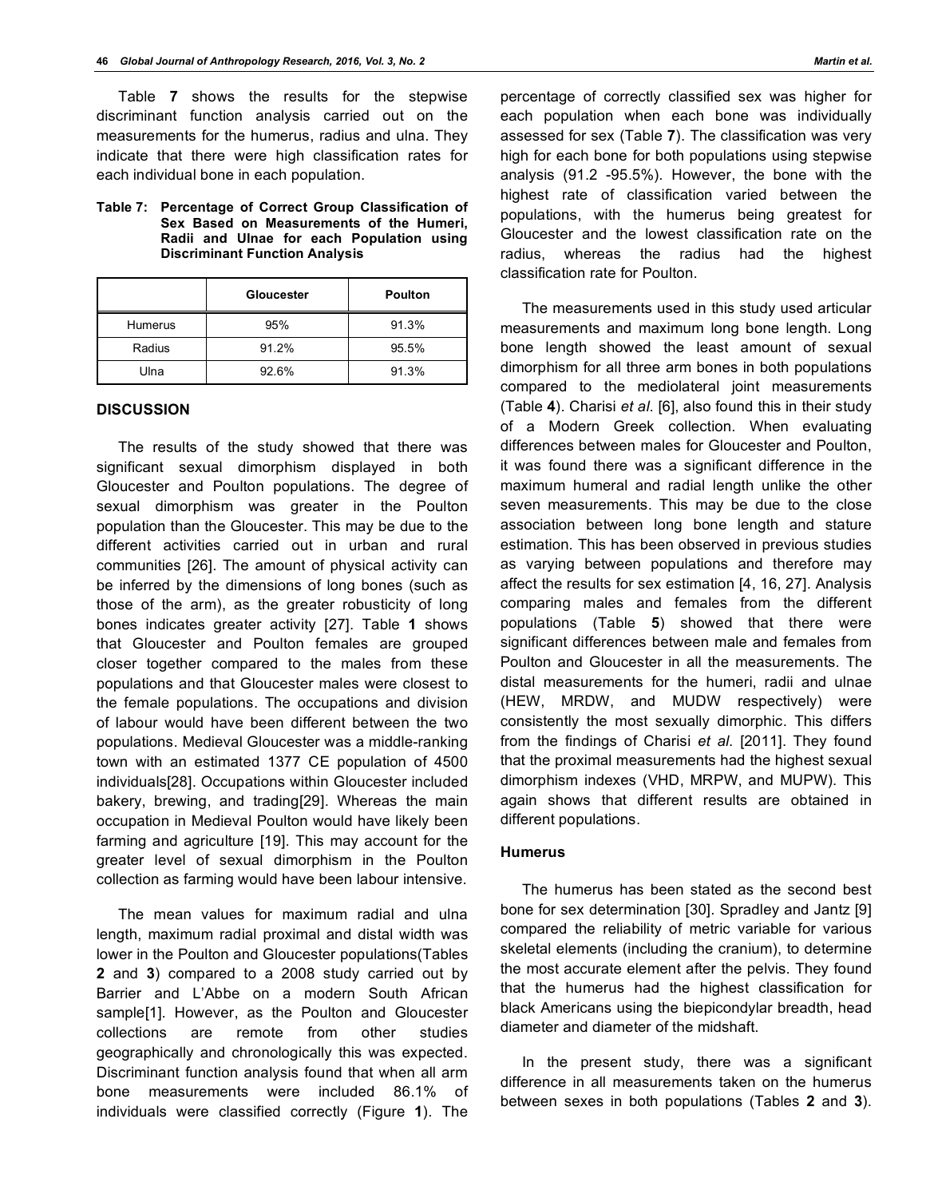Table **7** shows the results for the stepwise discriminant function analysis carried out on the measurements for the humerus, radius and ulna. They indicate that there were high classification rates for each individual bone in each population.

**Table 7: Percentage of Correct Group Classification of Sex Based on Measurements of the Humeri, Radii and Ulnae for each Population using Discriminant Function Analysis**

| | Gloucester | Poulton |
|---|---|---|
| Humerus | 95% | 91.3% |
| Radius | 91.2% | 95.5% |
| Ulna | 92.6% | 91.3% |

## DISCUSSION

The results of the study showed that there was significant sexual dimorphism displayed in both Gloucester and Poulton populations. The degree of sexual dimorphism was greater in the Poulton population than the Gloucester. This may be due to the different activities carried out in urban and rural communities [26]. The amount of physical activity can be inferred by the dimensions of long bones (such as those of the arm), as the greater robusticity of long bones indicates greater activity [27]. Table **1** shows that Gloucester and Poulton females are grouped closer together compared to the males from these populations and that Gloucester males were closest to the female populations. The occupations and division of labour would have been different between the two populations. Medieval Gloucester was a middle-ranking town with an estimated 1377 CE population of 4500 individuals[28]. Occupations within Gloucester included bakery, brewing, and trading[29]. Whereas the main occupation in Medieval Poulton would have likely been farming and agriculture [19]. This may account for the greater level of sexual dimorphism in the Poulton collection as farming would have been labour intensive.

The mean values for maximum radial and ulna length, maximum radial proximal and distal width was lower in the Poulton and Gloucester populations(Tables **2** and **3**) compared to a 2008 study carried out by Barrier and L'Abbe on a modern South African sample[1]. However, as the Poulton and Gloucester collections are remote from other studies geographically and chronologically this was expected. Discriminant function analysis found that when all arm bone measurements were included 86.1% of individuals were classified correctly (Figure **1**). The percentage of correctly classified sex was higher for each population when each bone was individually assessed for sex (Table **7**). The classification was very high for each bone for both populations using stepwise analysis (91.2 -95.5%). However, the bone with the highest rate of classification varied between the populations, with the humerus being greatest for Gloucester and the lowest classification rate on the radius, whereas the radius had the highest classification rate for Poulton.

The measurements used in this study used articular measurements and maximum long bone length. Long bone length showed the least amount of sexual dimorphism for all three arm bones in both populations compared to the mediolateral joint measurements (Table **4**). Charisi *et al*. [6], also found this in their study of a Modern Greek collection. When evaluating differences between males for Gloucester and Poulton, it was found there was a significant difference in the maximum humeral and radial length unlike the other seven measurements. This may be due to the close association between long bone length and stature estimation. This has been observed in previous studies as varying between populations and therefore may affect the results for sex estimation [4, 16, 27]. Analysis comparing males and females from the different populations (Table **5**) showed that there were significant differences between male and females from Poulton and Gloucester in all the measurements. The distal measurements for the humeri, radii and ulnae (HEW, MRDW, and MUDW respectively) were consistently the most sexually dimorphic. This differs from the findings of Charisi *et al*. [2011]. They found that the proximal measurements had the highest sexual dimorphism indexes (VHD, MRPW, and MUPW). This again shows that different results are obtained in different populations.

### Humerus

The humerus has been stated as the second best bone for sex determination [30]. Spradley and Jantz [9] compared the reliability of metric variable for various skeletal elements (including the cranium), to determine the most accurate element after the pelvis. They found that the humerus had the highest classification for black Americans using the biepicondylar breadth, head diameter and diameter of the midshaft.

In the present study, there was a significant difference in all measurements taken on the humerus between sexes in both populations (Tables **2** and **3**).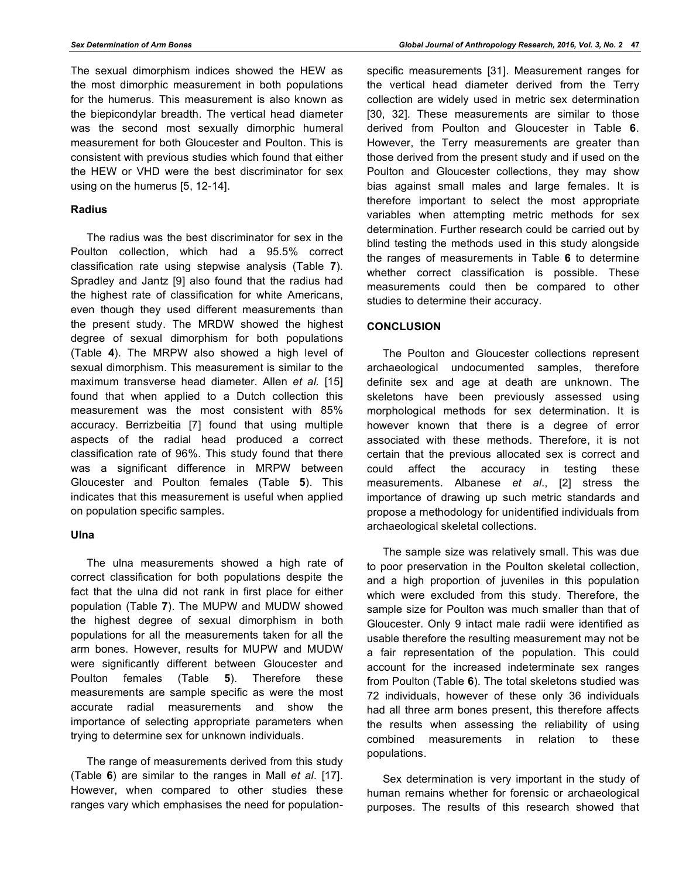The sexual dimorphism indices showed the HEW as the most dimorphic measurement in both populations for the humerus. This measurement is also known as the biepicondylar breadth. The vertical head diameter was the second most sexually dimorphic humeral measurement for both Gloucester and Poulton. This is consistent with previous studies which found that either the HEW or VHD were the best discriminator for sex using on the humerus [5, 12-14].

### Radius

The radius was the best discriminator for sex in the Poulton collection, which had a 95.5% correct classification rate using stepwise analysis (Table **7**). Spradley and Jantz [9] also found that the radius had the highest rate of classification for white Americans, even though they used different measurements than the present study. The MRDW showed the highest degree of sexual dimorphism for both populations (Table **4**). The MRPW also showed a high level of sexual dimorphism. This measurement is similar to the maximum transverse head diameter. Allen *et al.* [15] found that when applied to a Dutch collection this measurement was the most consistent with 85% accuracy. Berrizbeitia [7] found that using multiple aspects of the radial head produced a correct classification rate of 96%. This study found that there was a significant difference in MRPW between Gloucester and Poulton females (Table **5**). This indicates that this measurement is useful when applied on population specific samples.

### Ulna

The ulna measurements showed a high rate of correct classification for both populations despite the fact that the ulna did not rank in first place for either population (Table **7**). The MUPW and MUDW showed the highest degree of sexual dimorphism in both populations for all the measurements taken for all the arm bones. However, results for MUPW and MUDW were significantly different between Gloucester and Poulton females (Table **5**). Therefore these measurements are sample specific as were the most accurate radial measurements and show the importance of selecting appropriate parameters when trying to determine sex for unknown individuals.

The range of measurements derived from this study (Table **6**) are similar to the ranges in Mall *et al*. [17]. However, when compared to other studies these ranges vary which emphasises the need for population-specific measurements [31]. Measurement ranges for the vertical head diameter derived from the Terry collection are widely used in metric sex determination [30, 32]. These measurements are similar to those derived from Poulton and Gloucester in Table **6**. However, the Terry measurements are greater than those derived from the present study and if used on the Poulton and Gloucester collections, they may show bias against small males and large females. It is therefore important to select the most appropriate variables when attempting metric methods for sex determination. Further research could be carried out by blind testing the methods used in this study alongside the ranges of measurements in Table **6** to determine whether correct classification is possible. These measurements could then be compared to other studies to determine their accuracy.

## CONCLUSION

The Poulton and Gloucester collections represent archaeological undocumented samples, therefore definite sex and age at death are unknown. The skeletons have been previously assessed using morphological methods for sex determination. It is however known that there is a degree of error associated with these methods. Therefore, it is not certain that the previous allocated sex is correct and could affect the accuracy in testing these measurements. Albanese *et al*., [2] stress the importance of drawing up such metric standards and propose a methodology for unidentified individuals from archaeological skeletal collections.

The sample size was relatively small. This was due to poor preservation in the Poulton skeletal collection, and a high proportion of juveniles in this population which were excluded from this study. Therefore, the sample size for Poulton was much smaller than that of Gloucester. Only 9 intact male radii were identified as usable therefore the resulting measurement may not be a fair representation of the population. This could account for the increased indeterminate sex ranges from Poulton (Table **6**). The total skeletons studied was 72 individuals, however of these only 36 individuals had all three arm bones present, this therefore affects the results when assessing the reliability of using combined measurements in relation to these populations.

Sex determination is very important in the study of human remains whether for forensic or archaeological purposes. The results of this research showed that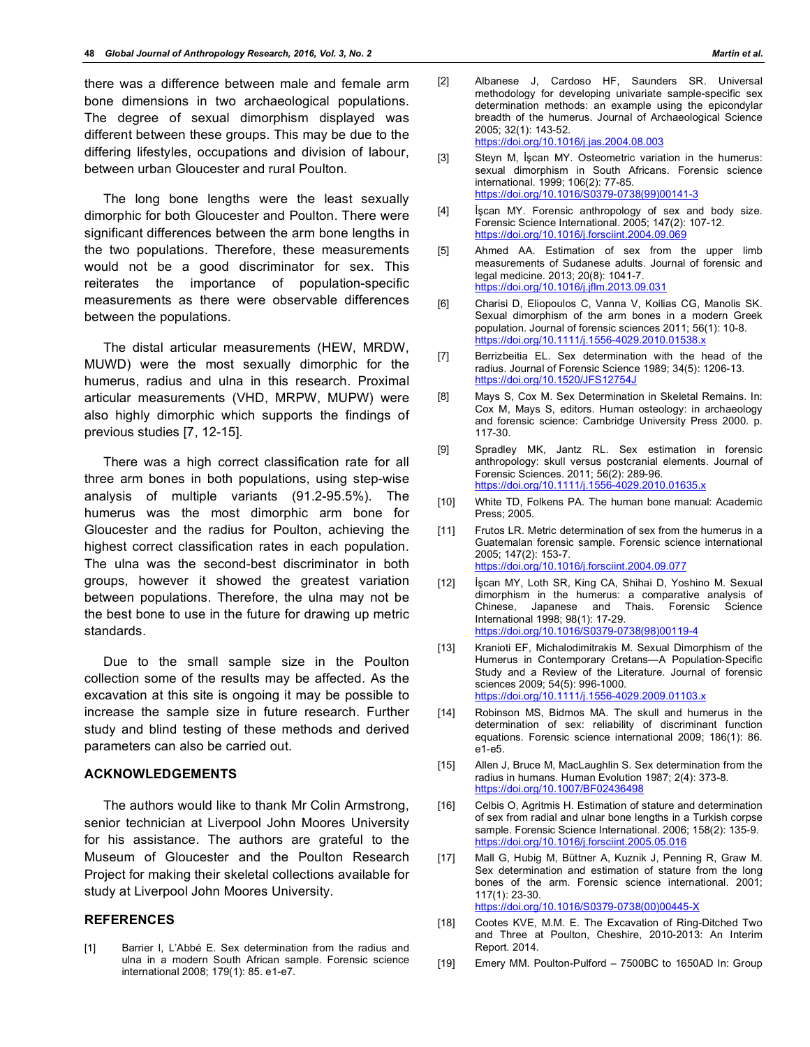there was a difference between male and female arm bone dimensions in two archaeological populations. The degree of sexual dimorphism displayed was different between these groups. This may be due to the differing lifestyles, occupations and division of labour, between urban Gloucester and rural Poulton.

The long bone lengths were the least sexually dimorphic for both Gloucester and Poulton. There were significant differences between the arm bone lengths in the two populations. Therefore, these measurements would not be a good discriminator for sex. This reiterates the importance of population-specific measurements as there were observable differences between the populations.

The distal articular measurements (HEW, MRDW, MUWD) were the most sexually dimorphic for the humerus, radius and ulna in this research. Proximal articular measurements (VHD, MRPW, MUPW) were also highly dimorphic which supports the findings of previous studies [7, 12-15].

There was a high correct classification rate for all three arm bones in both populations, using step-wise analysis of multiple variants (91.2-95.5%). The humerus was the most dimorphic arm bone for Gloucester and the radius for Poulton, achieving the highest correct classification rates in each population. The ulna was the second-best discriminator in both groups, however it showed the greatest variation between populations. Therefore, the ulna may not be the best bone to use in the future for drawing up metric standards.

Due to the small sample size in the Poulton collection some of the results may be affected. As the excavation at this site is ongoing it may be possible to increase the sample size in future research. Further study and blind testing of these methods and derived parameters can also be carried out.

## ACKNOWLEDGEMENTS

The authors would like to thank Mr Colin Armstrong, senior technician at Liverpool John Moores University for his assistance. The authors are grateful to the Museum of Gloucester and the Poulton Research Project for making their skeletal collections available for study at Liverpool John Moores University.

## REFERENCES

[1] Barrier I, L'Abbé E. Sex determination from the radius and ulna in a modern South African sample. Forensic science international 2008; 179(1): 85. e1-e7.

[2] Albanese J, Cardoso HF, Saunders SR. Universal methodology for developing univariate sample-specific sex determination methods: an example using the epicondylar breadth of the humerus. Journal of Archaeological Science 2005; 32(1): 143-52. https://doi.org/10.1016/j.jas.2004.08.003

[3] Steyn M, İşcan MY. Osteometric variation in the humerus: sexual dimorphism in South Africans. Forensic science international. 1999; 106(2): 77-85. https://doi.org/10.1016/S0379-0738(99)00141-3

[4] İşcan MY. Forensic anthropology of sex and body size. Forensic Science International. 2005; 147(2): 107-12. https://doi.org/10.1016/j.forsciint.2004.09.069

[5] Ahmed AA. Estimation of sex from the upper limb measurements of Sudanese adults. Journal of forensic and legal medicine. 2013; 20(8): 1041-7. https://doi.org/10.1016/j.jflm.2013.09.031

[6] Charisi D, Eliopoulos C, Vanna V, Koilias CG, Manolis SK. Sexual dimorphism of the arm bones in a modern Greek population. Journal of forensic sciences 2011; 56(1): 10-8. https://doi.org/10.1111/j.1556-4029.2010.01538.x

[7] Berrizbeitia EL. Sex determination with the head of the radius. Journal of Forensic Science 1989; 34(5): 1206-13. https://doi.org/10.1520/JFS12754J

[8] Mays S, Cox M. Sex Determination in Skeletal Remains. In: Cox M, Mays S, editors. Human osteology: in archaeology and forensic science: Cambridge University Press 2000. p. 117-30.

[9] Spradley MK, Jantz RL. Sex estimation in forensic anthropology: skull versus postcranial elements. Journal of Forensic Sciences. 2011; 56(2): 289-96. https://doi.org/10.1111/j.1556-4029.2010.01635.x

[10] White TD, Folkens PA. The human bone manual: Academic Press; 2005.

[11] Frutos LR. Metric determination of sex from the humerus in a Guatemalan forensic sample. Forensic science international 2005; 147(2): 153-7. https://doi.org/10.1016/j.forsciint.2004.09.077

[12] İşcan MY, Loth SR, King CA, Shihai D, Yoshino M. Sexual dimorphism in the humerus: a comparative analysis of Chinese, Japanese and Thais. Forensic Science International 1998; 98(1): 17-29. https://doi.org/10.1016/S0379-0738(98)00119-4

[13] Kranioti EF, Michalodimitrakis M. Sexual Dimorphism of the Humerus in Contemporary Cretans—A Population-Specific Study and a Review of the Literature. Journal of forensic sciences 2009; 54(5): 996-1000. https://doi.org/10.1111/j.1556-4029.2009.01103.x

[14] Robinson MS, Bidmos MA. The skull and humerus in the determination of sex: reliability of discriminant function equations. Forensic science international 2009; 186(1): 86. e1-e5.

[15] Allen J, Bruce M, MacLaughlin S. Sex determination from the radius in humans. Human Evolution 1987; 2(4): 373-8. https://doi.org/10.1007/BF02436498

[16] Celbis O, Agritmis H. Estimation of stature and determination of sex from radial and ulnar bone lengths in a Turkish corpse sample. Forensic Science International. 2006; 158(2): 135-9. https://doi.org/10.1016/j.forsciint.2005.05.016

[17] Mall G, Hubig M, Büttner A, Kuznik J, Penning R, Graw M. Sex determination and estimation of stature from the long bones of the arm. Forensic science international. 2001; 117(1): 23-30. https://doi.org/10.1016/S0379-0738(00)00445-X

[18] Cootes KVE, M.M. E. The Excavation of Ring-Ditched Two and Three at Poulton, Cheshire, 2010-2013: An Interim Report. 2014.

[19] Emery MM. Poulton-Pulford – 7500BC to 1650AD In: Group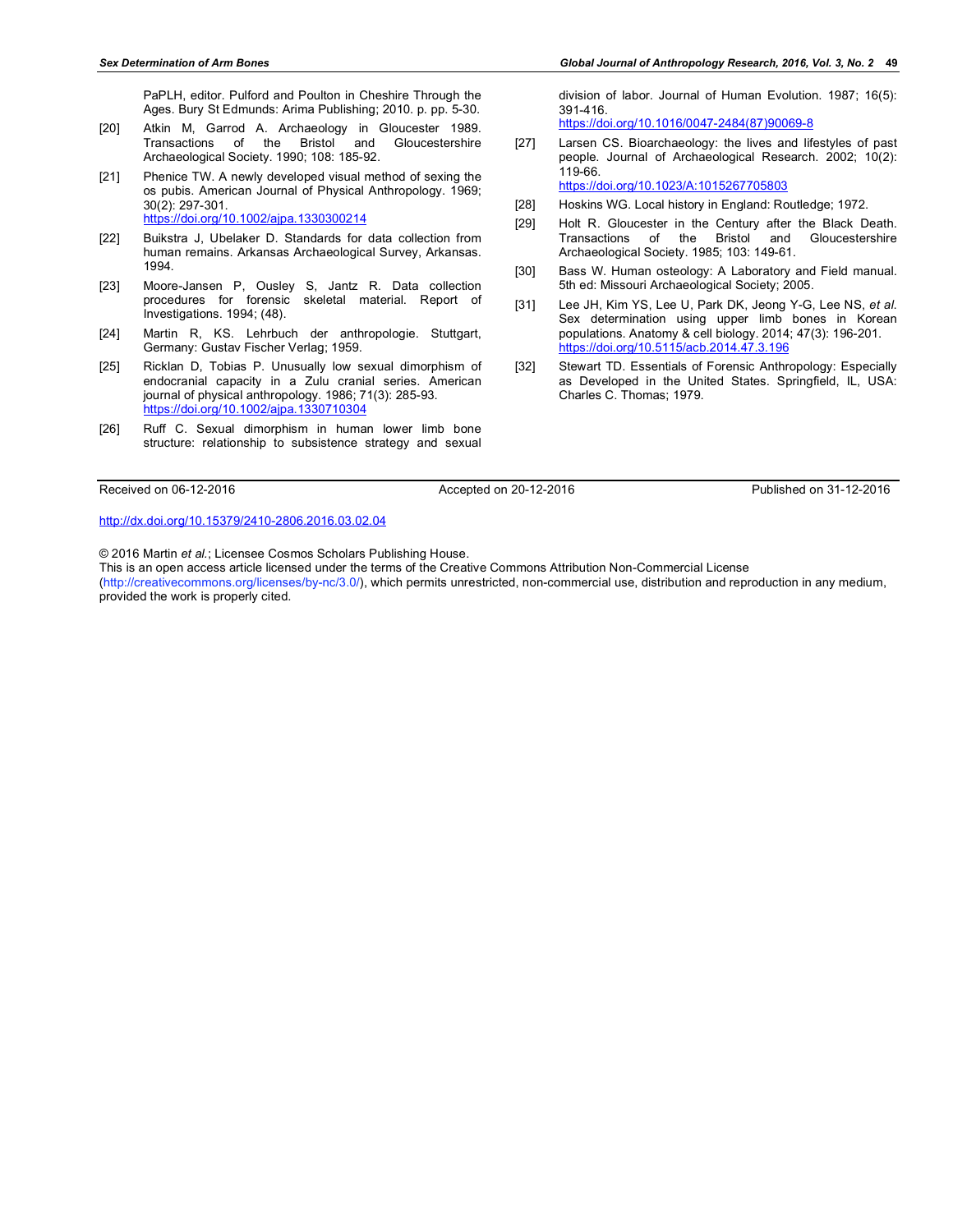PaPLH, editor. Pulford and Poulton in Cheshire Through the Ages. Bury St Edmunds: Arima Publishing; 2010. p. pp. 5-30.

[20] Atkin M, Garrod A. Archaeology in Gloucester 1989. Transactions of the Bristol and Gloucestershire Archaeological Society. 1990; 108: 185-92.

[21] Phenice TW. A newly developed visual method of sexing the os pubis. American Journal of Physical Anthropology. 1969; 30(2): 297-301. https://doi.org/10.1002/ajpa.1330300214

[22] Buikstra J, Ubelaker D. Standards for data collection from human remains. Arkansas Archaeological Survey, Arkansas. 1994.

[23] Moore-Jansen P, Ousley S, Jantz R. Data collection procedures for forensic skeletal material. Report of Investigations. 1994; (48).

[24] Martin R, KS. Lehrbuch der anthropologie. Stuttgart, Germany: Gustav Fischer Verlag; 1959.

[25] Ricklan D, Tobias P. Unusually low sexual dimorphism of endocranial capacity in a Zulu cranial series. American journal of physical anthropology. 1986; 71(3): 285-93. https://doi.org/10.1002/ajpa.1330710304

[26] Ruff C. Sexual dimorphism in human lower limb bone structure: relationship to subsistence strategy and sexual division of labor. Journal of Human Evolution. 1987; 16(5): 391-416. https://doi.org/10.1016/0047-2484(87)90069-8

[27] Larsen CS. Bioarchaeology: the lives and lifestyles of past people. Journal of Archaeological Research. 2002; 10(2): 119-66. https://doi.org/10.1023/A:1015267705803

[28] Hoskins WG. Local history in England: Routledge; 1972.

[29] Holt R. Gloucester in the Century after the Black Death. Transactions of the Bristol and Gloucestershire Archaeological Society. 1985; 103: 149-61.

[30] Bass W. Human osteology: A Laboratory and Field manual. 5th ed: Missouri Archaeological Society; 2005.

[31] Lee JH, Kim YS, Lee U, Park DK, Jeong Y-G, Lee NS, *et al*. Sex determination using upper limb bones in Korean populations. Anatomy & cell biology. 2014; 47(3): 196-201. https://doi.org/10.5115/acb.2014.47.3.196

[32] Stewart TD. Essentials of Forensic Anthropology: Especially as Developed in the United States. Springfield, IL, USA: Charles C. Thomas; 1979.

Received on 06-12-2016 Accepted on 20-12-2016 Published on 31-12-2016

http://dx.doi.org/10.15379/2410-2806.2016.03.02.04

© 2016 Martin *et al.*; Licensee Cosmos Scholars Publishing House.
This is an open access article licensed under the terms of the Creative Commons Attribution Non-Commercial License (http://creativecommons.org/licenses/by-nc/3.0/), which permits unrestricted, non-commercial use, distribution and reproduction in any medium, provided the work is properly cited.